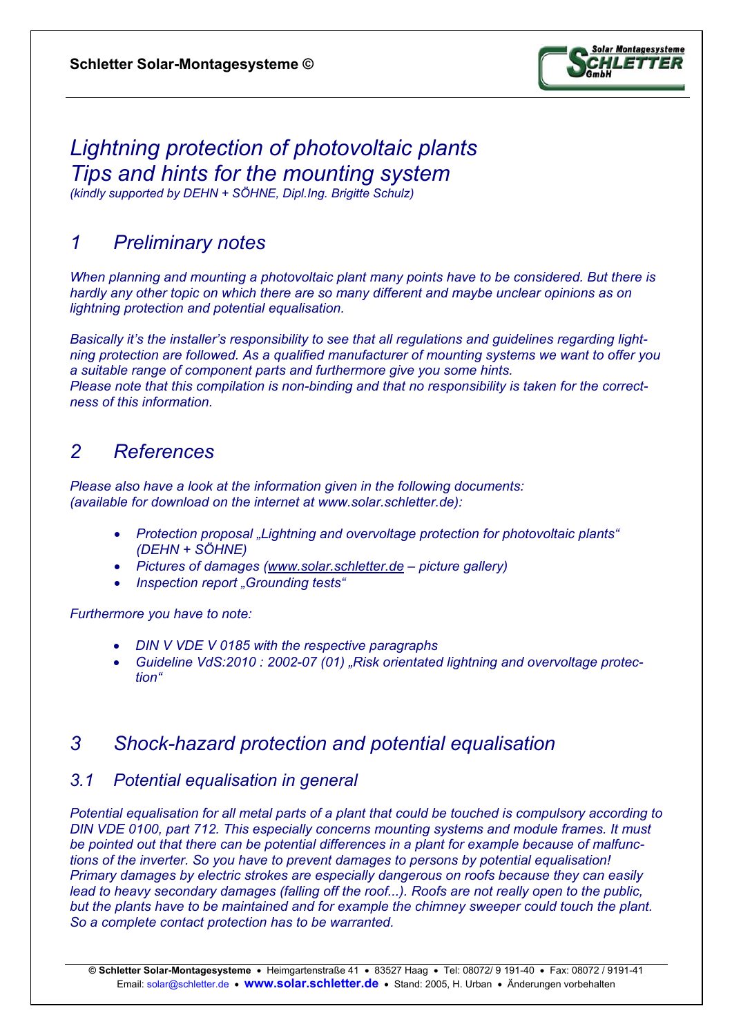# *Lightning protection of photovoltaic plants*
# *Tips and hints for the mounting system*

*(kindly supported by DEHN + SÖHNE, Dipl.Ing. Brigitte Schulz)*

## *1 Preliminary notes*

*When planning and mounting a photovoltaic plant many points have to be considered. But there is hardly any other topic on which there are so many different and maybe unclear opinions as on lightning protection and potential equalisation.*

*Basically it's the installer's responsibility to see that all regulations and guidelines regarding lightning protection are followed. As a qualified manufacturer of mounting systems we want to offer you a suitable range of component parts and furthermore give you some hints.*
*Please note that this compilation is non-binding and that no responsibility is taken for the correctness of this information.*

## *2 References*

*Please also have a look at the information given in the following documents:*
*(available for download on the internet at www.solar.schletter.de):*

- *Protection proposal „Lightning and overvoltage protection for photovoltaic plants" (DEHN + SÖHNE)*
- *Pictures of damages (www.solar.schletter.de – picture gallery)*
- *Inspection report „Grounding tests"*

*Furthermore you have to note:*

- *DIN V VDE V 0185 with the respective paragraphs*
- *Guideline VdS:2010 : 2002-07 (01) „Risk orientated lightning and overvoltage protection"*

## *3 Shock-hazard protection and potential equalisation*

### *3.1 Potential equalisation in general*

*Potential equalisation for all metal parts of a plant that could be touched is compulsory according to DIN VDE 0100, part 712. This especially concerns mounting systems and module frames. It must be pointed out that there can be potential differences in a plant for example because of malfunctions of the inverter. So you have to prevent damages to persons by potential equalisation! Primary damages by electric strokes are especially dangerous on roofs because they can easily lead to heavy secondary damages (falling off the roof...). Roofs are not really open to the public, but the plants have to be maintained and for example the chimney sweeper could touch the plant. So a complete contact protection has to be warranted.*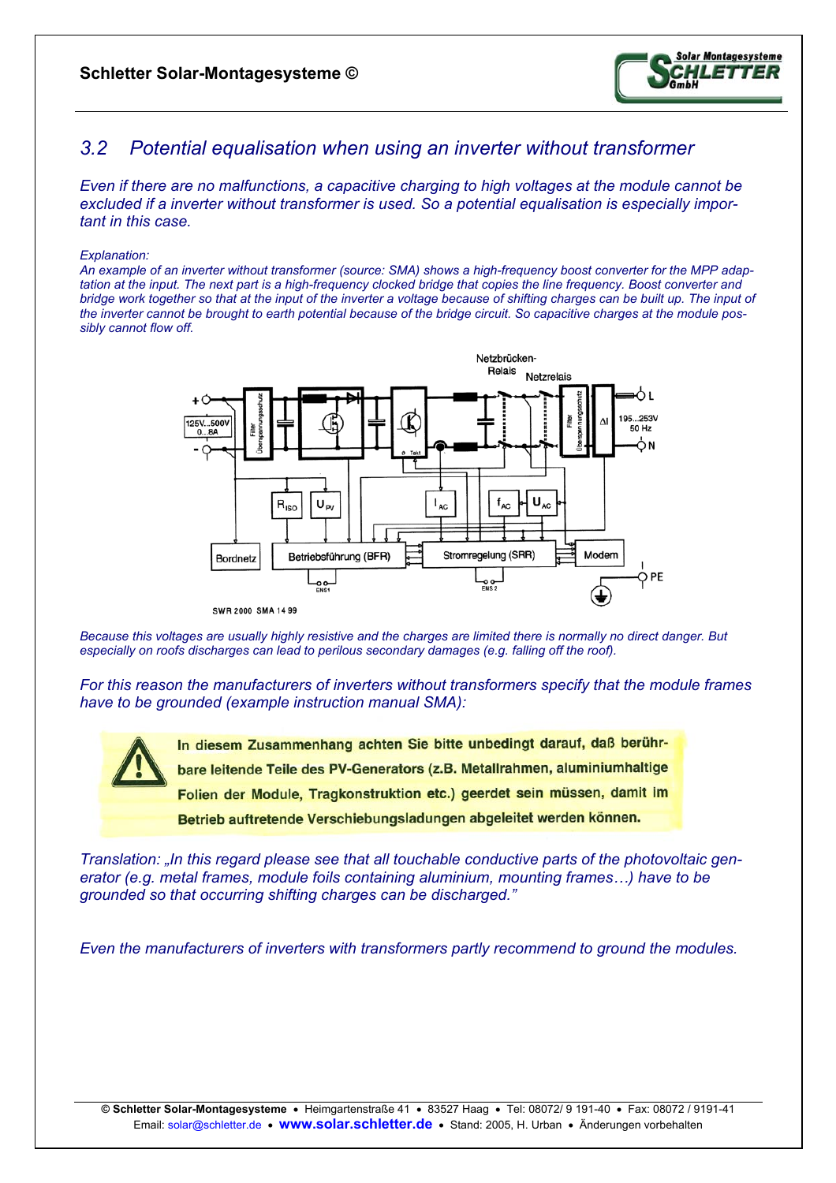## 3.2 Potential equalisation when using an inverter without transformer

*Even if there are no malfunctions, a capacitive charging to high voltages at the module cannot be excluded if a inverter without transformer is used. So a potential equalisation is especially important in this case.*

*Explanation:*
*An example of an inverter without transformer (source: SMA) shows a high-frequency boost converter for the MPP adaptation at the input. The next part is a high-frequency clocked bridge that copies the line frequency. Boost converter and bridge work together so that at the input of the inverter a voltage because of shifting charges can be built up. The input of the inverter cannot be brought to earth potential because of the bridge circuit. So capacitive charges at the module possibly cannot flow off.*

*Because this voltages are usually highly resistive and the charges are limited there is normally no direct danger. But especially on roofs discharges can lead to perilous secondary damages (e.g. falling off the roof).*

*For this reason the manufacturers of inverters without transformers specify that the module frames have to be grounded (example instruction manual SMA):*

> **In diesem Zusammenhang achten Sie bitte unbedingt darauf, daß berührbare leitende Teile des PV-Generators (z.B. Metallrahmen, aluminiumhaltige Folien der Module, Tragkonstruktion etc.) geerdet sein müssen, damit im Betrieb auftretende Verschiebungsladungen abgeleitet werden können.**

*Translation: „In this regard please see that all touchable conductive parts of the photovoltaic generator (e.g. metal frames, module foils containing aluminium, mounting frames…) have to be grounded so that occurring shifting charges can be discharged."*

*Even the manufacturers of inverters with transformers partly recommend to ground the modules.*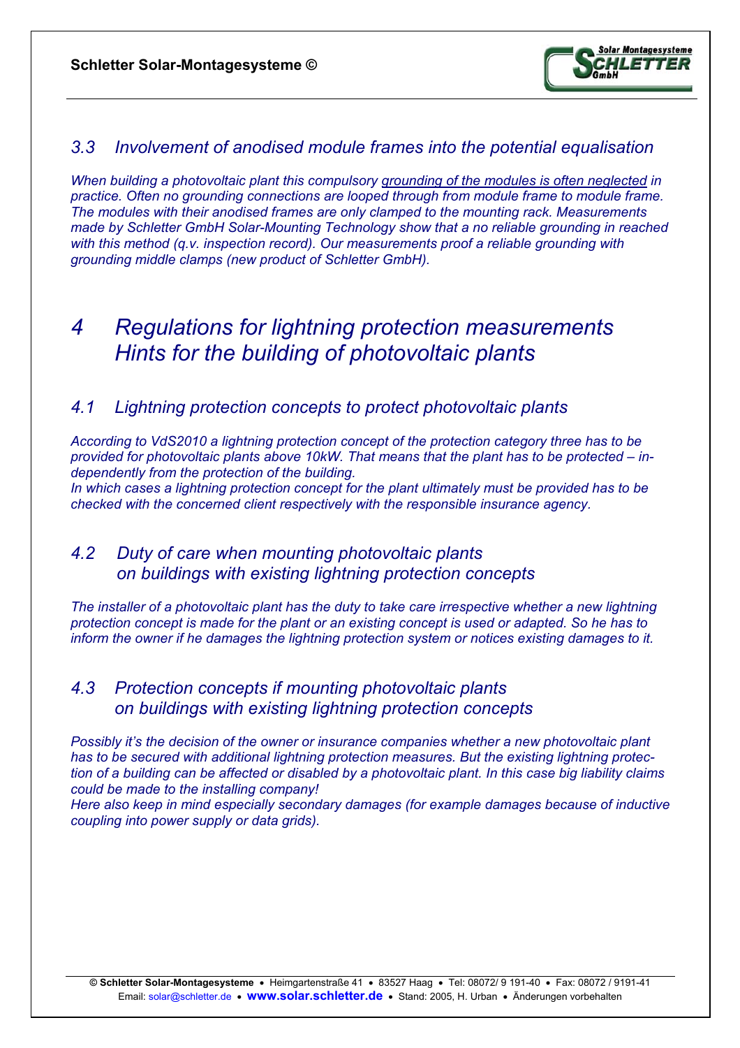## *3.3 Involvement of anodised module frames into the potential equalisation*

*When building a photovoltaic plant this compulsory grounding of the modules is often neglected in practice. Often no grounding connections are looped through from module frame to module frame. The modules with their anodised frames are only clamped to the mounting rack. Measurements made by Schletter GmbH Solar-Mounting Technology show that a no reliable grounding in reached with this method (q.v. inspection record). Our measurements proof a reliable grounding with grounding middle clamps (new product of Schletter GmbH).*

# *4 Regulations for lightning protection measurements Hints for the building of photovoltaic plants*

## *4.1 Lightning protection concepts to protect photovoltaic plants*

*According to VdS2010 a lightning protection concept of the protection category three has to be provided for photovoltaic plants above 10kW. That means that the plant has to be protected – independently from the protection of the building.*
*In which cases a lightning protection concept for the plant ultimately must be provided has to be checked with the concerned client respectively with the responsible insurance agency.*

## *4.2 Duty of care when mounting photovoltaic plants on buildings with existing lightning protection concepts*

*The installer of a photovoltaic plant has the duty to take care irrespective whether a new lightning protection concept is made for the plant or an existing concept is used or adapted. So he has to inform the owner if he damages the lightning protection system or notices existing damages to it.*

## *4.3 Protection concepts if mounting photovoltaic plants on buildings with existing lightning protection concepts*

*Possibly it's the decision of the owner or insurance companies whether a new photovoltaic plant has to be secured with additional lightning protection measures. But the existing lightning protection of a building can be affected or disabled by a photovoltaic plant. In this case big liability claims could be made to the installing company!*
*Here also keep in mind especially secondary damages (for example damages because of inductive coupling into power supply or data grids).*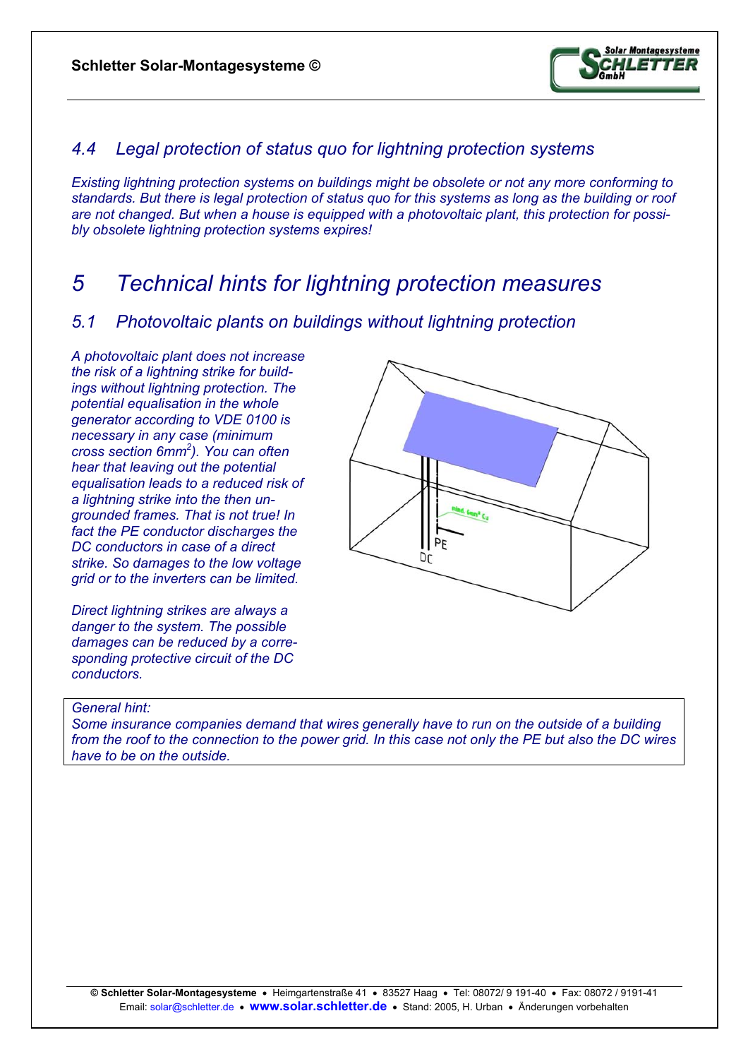## *4.4 Legal protection of status quo for lightning protection systems*

*Existing lightning protection systems on buildings might be obsolete or not any more conforming to standards. But there is legal protection of status quo for this systems as long as the building or roof are not changed. But when a house is equipped with a photovoltaic plant, this protection for possibly obsolete lightning protection systems expires!*

# *5 Technical hints for lightning protection measures*

## *5.1 Photovoltaic plants on buildings without lightning protection*

*A photovoltaic plant does not increase the risk of a lightning strike for buildings without lightning protection. The potential equalisation in the whole generator according to VDE 0100 is necessary in any case (minimum cross section 6mm²). You can often hear that leaving out the potential equalisation leads to a reduced risk of a lightning strike into the then ungrounded frames. That is not true! In fact the PE conductor discharges the DC conductors in case of a direct strike. So damages to the low voltage grid or to the inverters can be limited.*

*Direct lightning strikes are always a danger to the system. The possible damages can be reduced by a corresponding protective circuit of the DC conductors.*

*General hint:*
*Some insurance companies demand that wires generally have to run on the outside of a building from the roof to the connection to the power grid. In this case not only the PE but also the DC wires have to be on the outside.*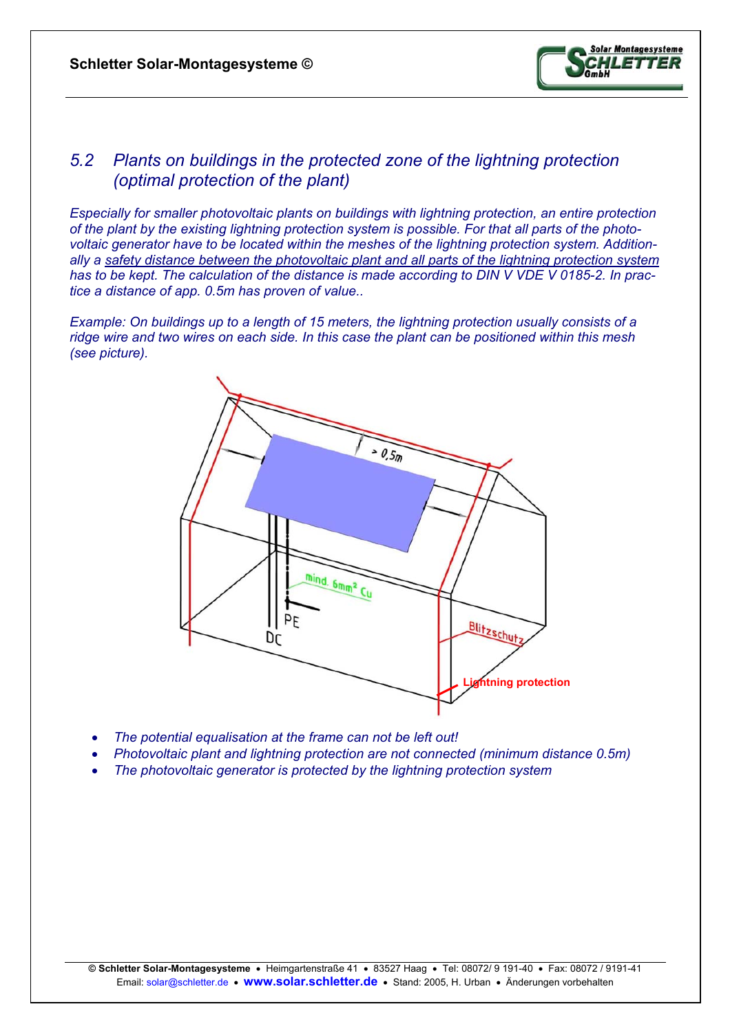## 5.2 Plants on buildings in the protected zone of the lightning protection (optimal protection of the plant)

*Especially for smaller photovoltaic plants on buildings with lightning protection, an entire protection of the plant by the existing lightning protection system is possible. For that all parts of the photo-voltaic generator have to be located within the meshes of the lightning protection system. Additionally a safety distance between the photovoltaic plant and all parts of the lightning protection system has to be kept. The calculation of the distance is made according to DIN V VDE V 0185-2. In practice a distance of app. 0.5m has proven of value..*

*Example: On buildings up to a length of 15 meters, the lightning protection usually consists of a ridge wire and two wires on each side. In this case the plant can be positioned within this mesh (see picture).*

- *The potential equalisation at the frame can not be left out!*
- *Photovoltaic plant and lightning protection are not connected (minimum distance 0.5m)*
- *The photovoltaic generator is protected by the lightning protection system*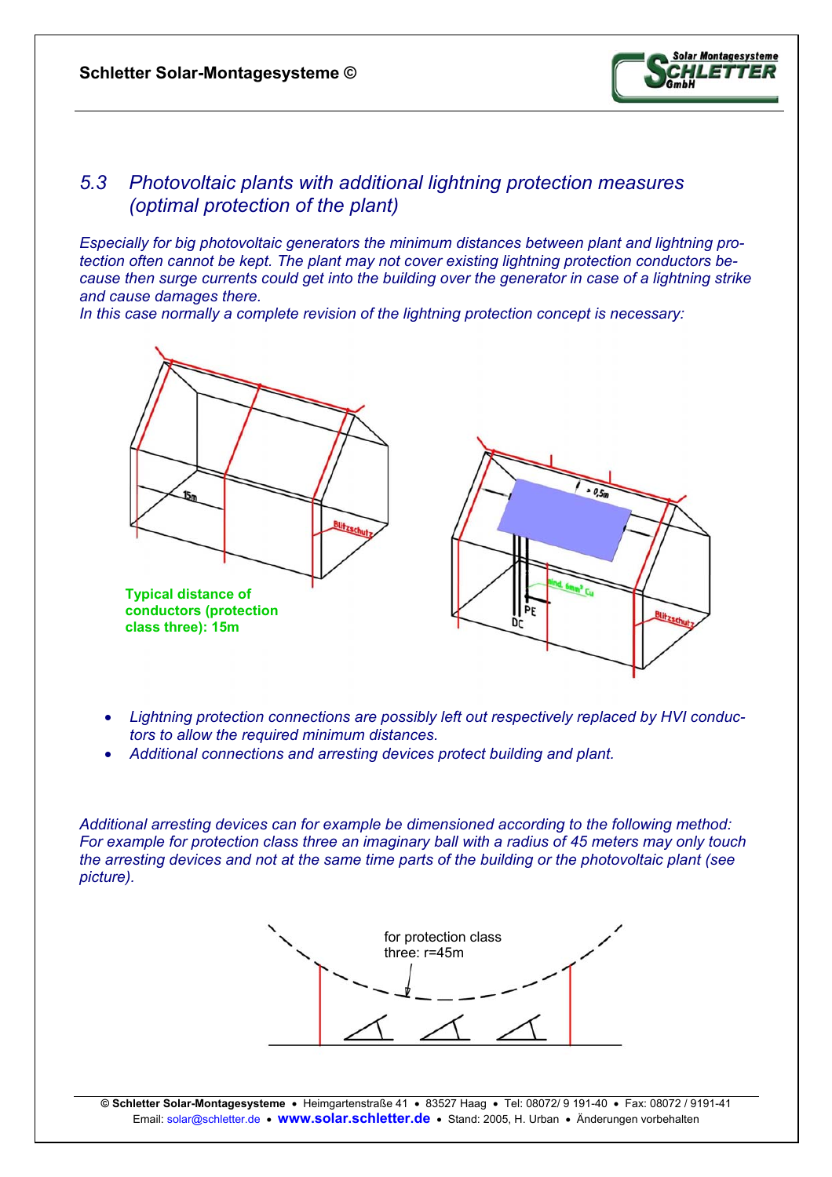## 5.3 Photovoltaic plants with additional lightning protection measures (optimal protection of the plant)

*Especially for big photovoltaic generators the minimum distances between plant and lightning protection often cannot be kept. The plant may not cover existing lightning protection conductors because then surge currents could get into the building over the generator in case of a lightning strike and cause damages there.*
*In this case normally a complete revision of the lightning protection concept is necessary:*

**Typical distance of conductors (protection class three): 15m**

- *Lightning protection connections are possibly left out respectively replaced by HVI conductors to allow the required minimum distances.*
- *Additional connections and arresting devices protect building and plant.*

*Additional arresting devices can for example be dimensioned according to the following method: For example for protection class three an imaginary ball with a radius of 45 meters may only touch the arresting devices and not at the same time parts of the building or the photovoltaic plant (see picture).*

for protection class three: r=45m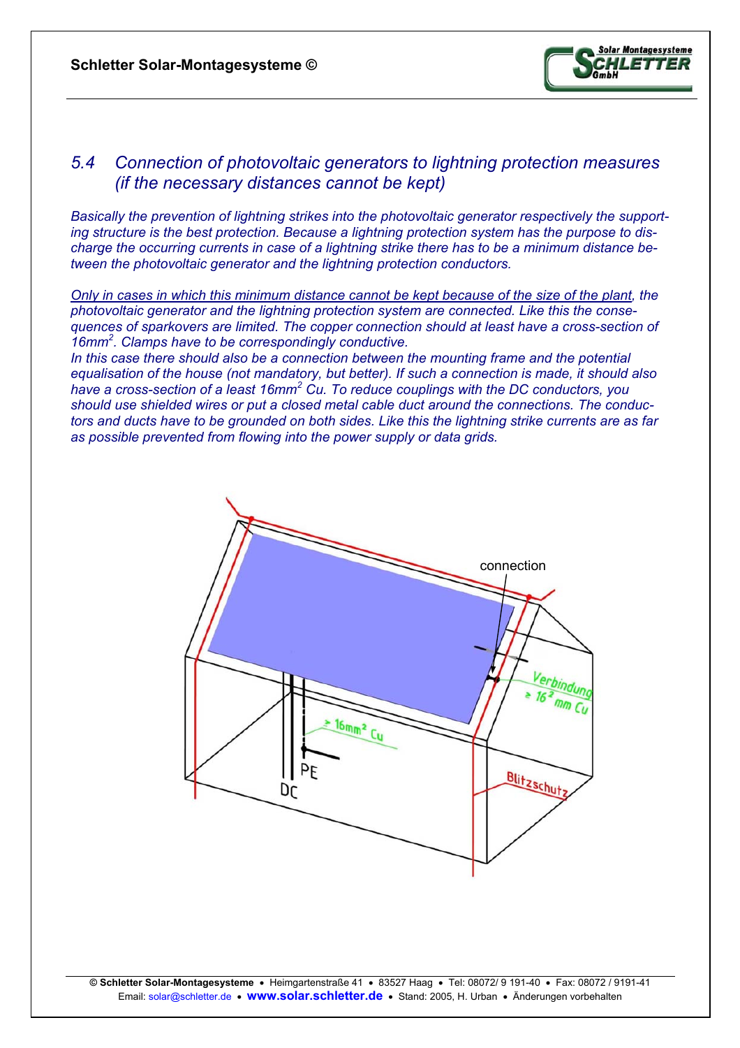## *5.4 Connection of photovoltaic generators to lightning protection measures (if the necessary distances cannot be kept)*

*Basically the prevention of lightning strikes into the photovoltaic generator respectively the supporting structure is the best protection. Because a lightning protection system has the purpose to discharge the occurring currents in case of a lightning strike there has to be a minimum distance between the photovoltaic generator and the lightning protection conductors.*

*<u>Only in cases in which this minimum distance cannot be kept because of the size of the plant</u>, the photovoltaic generator and the lightning protection system are connected. Like this the consequences of sparkovers are limited. The copper connection should at least have a cross-section of 16mm$^2$. Clamps have to be correspondingly conductive.*
*In this case there should also be a connection between the mounting frame and the potential equalisation of the house (not mandatory, but better). If such a connection is made, it should also have a cross-section of a least 16mm$^2$ Cu. To reduce couplings with the DC conductors, you should use shielded wires or put a closed metal cable duct around the connections. The conductors and ducts have to be grounded on both sides. Like this the lightning strike currents are as far as possible prevented from flowing into the power supply or data grids.*

connection

Verbindung ≥ 16$^2$ mm Cu

≥ 16mm$^2$ Cu

PE

DC

Blitzschutz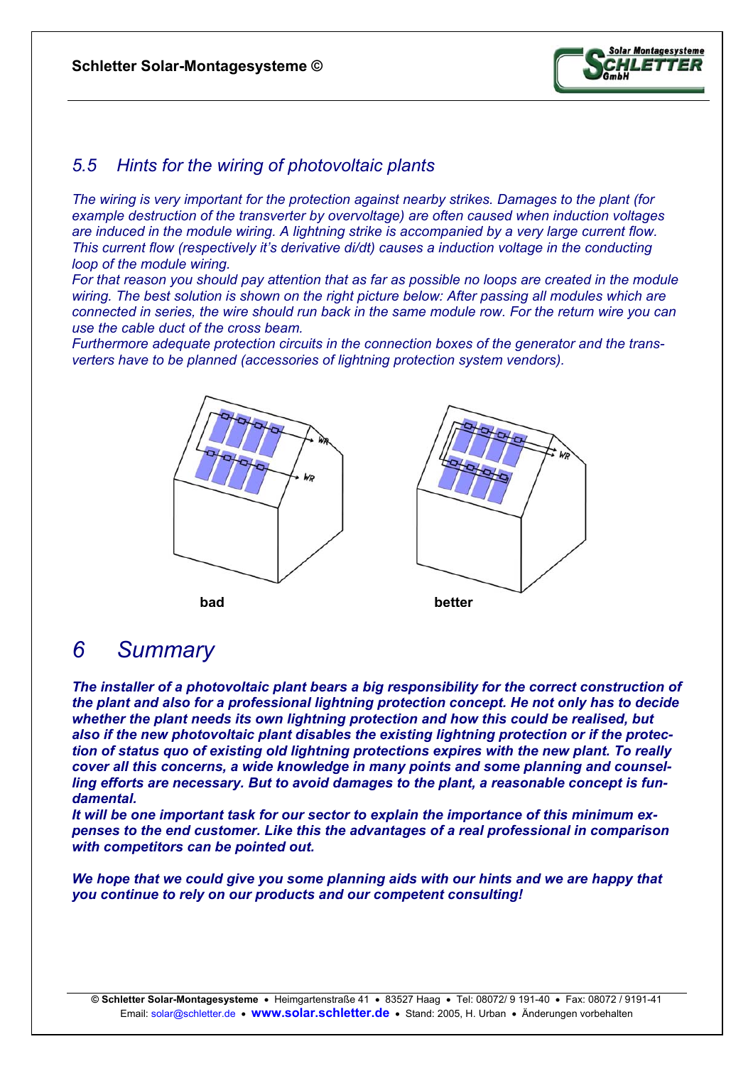## 5.5 Hints for the wiring of photovoltaic plants

*The wiring is very important for the protection against nearby strikes. Damages to the plant (for example destruction of the transverter by overvoltage) are often caused when induction voltages are induced in the module wiring. A lightning strike is accompanied by a very large current flow. This current flow (respectively it's derivative di/dt) causes a induction voltage in the conducting loop of the module wiring.*
*For that reason you should pay attention that as far as possible no loops are created in the module wiring. The best solution is shown on the right picture below: After passing all modules which are connected in series, the wire should run back in the same module row. For the return wire you can use the cable duct of the cross beam.*
*Furthermore adequate protection circuits in the connection boxes of the generator and the transverters have to be planned (accessories of lightning protection system vendors).*

WR

WR

WR

**bad**

**better**

# 6 Summary

***The installer of a photovoltaic plant bears a big responsibility for the correct construction of the plant and also for a professional lightning protection concept. He not only has to decide whether the plant needs its own lightning protection and how this could be realised, but also if the new photovoltaic plant disables the existing lightning protection or if the protection of status quo of existing old lightning protections expires with the new plant. To really cover all this concerns, a wide knowledge in many points and some planning and counselling efforts are necessary. But to avoid damages to the plant, a reasonable concept is fundamental.***
***It will be one important task for our sector to explain the importance of this minimum expenses to the end customer. Like this the advantages of a real professional in comparison with competitors can be pointed out.***

***We hope that we could give you some planning aids with our hints and we are happy that you continue to rely on our products and our competent consulting!***